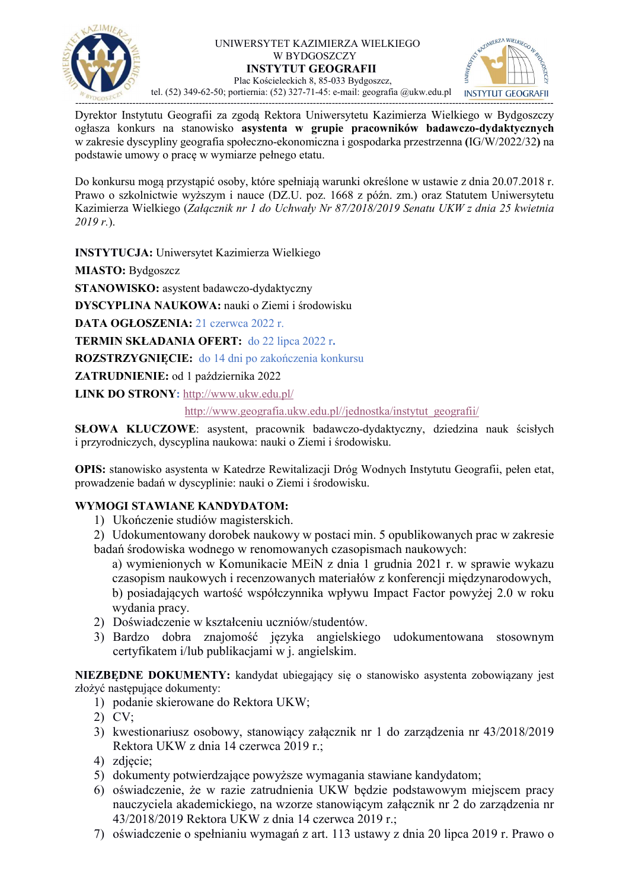UNIWERSYTET KAZIMIERZA WIELKIEGO
W BYDGOSZCZY
**INSTYTUT GEOGRAFII**
Plac Kościeleckich 8, 85-033 Bydgoszcz,
tel. (52) 349-62-50; portiernia: (52) 327-71-45: e-mail: geografia @ukw.edu.pl

---

Dyrektor Instytutu Geografii za zgodą Rektora Uniwersytetu Kazimierza Wielkiego w Bydgoszczy ogłasza konkurs na stanowisko **asystenta w grupie pracowników badawczo-dydaktycznych** w zakresie dyscypliny geografia społeczno-ekonomiczna i gospodarka przestrzenna (IG/W/2022/32**)** na podstawie umowy o pracę w wymiarze pełnego etatu.

Do konkursu mogą przystąpić osoby, które spełniają warunki określone w ustawie z dnia 20.07.2018 r. Prawo o szkolnictwie wyższym i nauce (DZ.U. poz. 1668 z późn. zm.) oraz Statutem Uniwersytetu Kazimierza Wielkiego (*Załącznik nr 1 do Uchwały Nr 87/2018/2019 Senatu UKW z dnia 25 kwietnia 2019 r.*).

**INSTYTUCJA:** Uniwersytet Kazimierza Wielkiego

**MIASTO:** Bydgoszcz

**STANOWISKO:** asystent badawczo-dydaktyczny

**DYSCYPLINA NAUKOWA:** nauki o Ziemi i środowisku

**DATA OGŁOSZENIA:** 21 czerwca 2022 r.

**TERMIN SKŁADANIA OFERT:** do 22 lipca 2022 r.

**ROZSTRZYGNIĘCIE:** do 14 dni po zakończenia konkursu

**ZATRUDNIENIE:** od 1 października 2022

**LINK DO STRONY:** http://www.ukw.edu.pl/
http://www.geografia.ukw.edu.pl//jednostka/instytut_geografii/

**SŁOWA KLUCZOWE**: asystent, pracownik badawczo-dydaktyczny, dziedzina nauk ścisłych i przyrodniczych, dyscyplina naukowa: nauki o Ziemi i środowisku.

**OPIS:** stanowisko asystenta w Katedrze Rewitalizacji Dróg Wodnych Instytutu Geografii, pełen etat, prowadzenie badań w dyscyplinie: nauki o Ziemi i środowisku.

**WYMOGI STAWIANE KANDYDATOM:**

1) Ukończenie studiów magisterskich.
2) Udokumentowany dorobek naukowy w postaci min. 5 opublikowanych prac w zakresie badań środowiska wodnego w renomowanych czasopismach naukowych:
   a) wymienionych w Komunikacie MEiN z dnia 1 grudnia 2021 r. w sprawie wykazu czasopism naukowych i recenzowanych materiałów z konferencji międzynarodowych,
   b) posiadających wartość współczynnika wpływu Impact Factor powyżej 2.0 w roku wydania pracy.
2) Doświadczenie w kształceniu uczniów/studentów.
3) Bardzo dobra znajomość języka angielskiego udokumentowana stosownym certyfikatem i/lub publikacjami w j. angielskim.

**NIEZBĘDNE DOKUMENTY:** kandydat ubiegający się o stanowisko asystenta zobowiązany jest złożyć następujące dokumenty:

1) podanie skierowane do Rektora UKW;
2) CV;
3) kwestionariusz osobowy, stanowiący załącznik nr 1 do zarządzenia nr 43/2018/2019 Rektora UKW z dnia 14 czerwca 2019 r.;
4) zdjęcie;
5) dokumenty potwierdzające powyższe wymagania stawiane kandydatom;
6) oświadczenie, że w razie zatrudnienia UKW będzie podstawowym miejscem pracy nauczyciela akademickiego, na wzorze stanowiącym załącznik nr 2 do zarządzenia nr 43/2018/2019 Rektora UKW z dnia 14 czerwca 2019 r.;
7) oświadczenie o spełnianiu wymagań z art. 113 ustawy z dnia 20 lipca 2019 r. Prawo o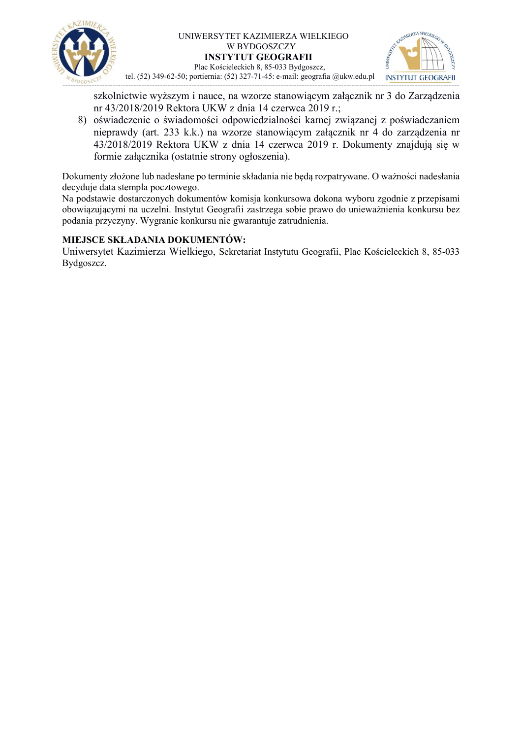szkolnictwie wyższym i nauce, na wzorze stanowiącym załącznik nr 3 do Zarządzenia nr 43/2018/2019 Rektora UKW z dnia 14 czerwca 2019 r.;

8) oświadczenie o świadomości odpowiedzialności karnej związanej z poświadczaniem nieprawdy (art. 233 k.k.) na wzorze stanowiącym załącznik nr 4 do zarządzenia nr 43/2018/2019 Rektora UKW z dnia 14 czerwca 2019 r. Dokumenty znajdują się w formie załącznika (ostatnie strony ogłoszenia).

Dokumenty złożone lub nadesłane po terminie składania nie będą rozpatrywane. O ważności nadesłania decyduje data stempla pocztowego.
Na podstawie dostarczonych dokumentów komisja konkursowa dokona wyboru zgodnie z przepisami obowiązującymi na uczelni. Instytut Geografii zastrzega sobie prawo do unieważnienia konkursu bez podania przyczyny. Wygranie konkursu nie gwarantuje zatrudnienia.

**MIEJSCE SKŁADANIA DOKUMENTÓW:**
Uniwersytet Kazimierza Wielkiego, Sekretariat Instytutu Geografii, Plac Kościeleckich 8, 85-033 Bydgoszcz.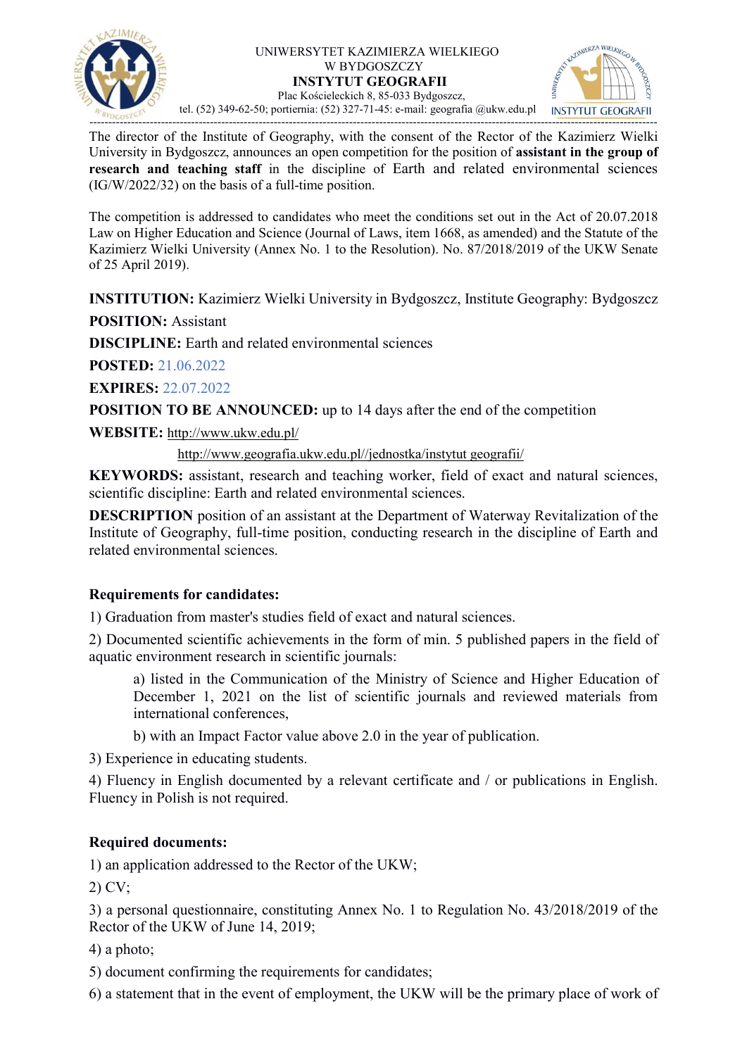UNIWERSYTET KAZIMIERZA WIELKIEGO
W BYDGOSZCZY
**INSTYTUT GEOGRAFII**
Plac Kościeleckich 8, 85-033 Bydgoszcz,
tel. (52) 349-62-50; portiernia: (52) 327-71-45: e-mail: geografia @ukw.edu.pl

---

The director of the Institute of Geography, with the consent of the Rector of the Kazimierz Wielki University in Bydgoszcz, announces an open competition for the position of **assistant in the group of research and teaching staff** in the discipline of Earth and related environmental sciences (IG/W/2022/32) on the basis of a full-time position.

The competition is addressed to candidates who meet the conditions set out in the Act of 20.07.2018 Law on Higher Education and Science (Journal of Laws, item 1668, as amended) and the Statute of the Kazimierz Wielki University (Annex No. 1 to the Resolution). No. 87/2018/2019 of the UKW Senate of 25 April 2019).

**INSTITUTION:** Kazimierz Wielki University in Bydgoszcz, Institute Geography: Bydgoszcz

**POSITION:** Assistant

**DISCIPLINE:** Earth and related environmental sciences

**POSTED:** 21.06.2022

**EXPIRES:** 22.07.2022

**POSITION TO BE ANNOUNCED:** up to 14 days after the end of the competition

**WEBSITE:** http://www.ukw.edu.pl/
http://www.geografia.ukw.edu.pl//jednostka/instytut geografii/

**KEYWORDS:** assistant, research and teaching worker, field of exact and natural sciences, scientific discipline: Earth and related environmental sciences.

**DESCRIPTION** position of an assistant at the Department of Waterway Revitalization of the Institute of Geography, full-time position, conducting research in the discipline of Earth and related environmental sciences.

**Requirements for candidates:**

1) Graduation from master's studies field of exact and natural sciences.

2) Documented scientific achievements in the form of min. 5 published papers in the field of aquatic environment research in scientific journals:

   a) listed in the Communication of the Ministry of Science and Higher Education of December 1, 2021 on the list of scientific journals and reviewed materials from international conferences,

   b) with an Impact Factor value above 2.0 in the year of publication.

3) Experience in educating students.

4) Fluency in English documented by a relevant certificate and / or publications in English. Fluency in Polish is not required.

**Required documents:**

1) an application addressed to the Rector of the UKW;

2) CV;

3) a personal questionnaire, constituting Annex No. 1 to Regulation No. 43/2018/2019 of the Rector of the UKW of June 14, 2019;

4) a photo;

5) document confirming the requirements for candidates;

6) a statement that in the event of employment, the UKW will be the primary place of work of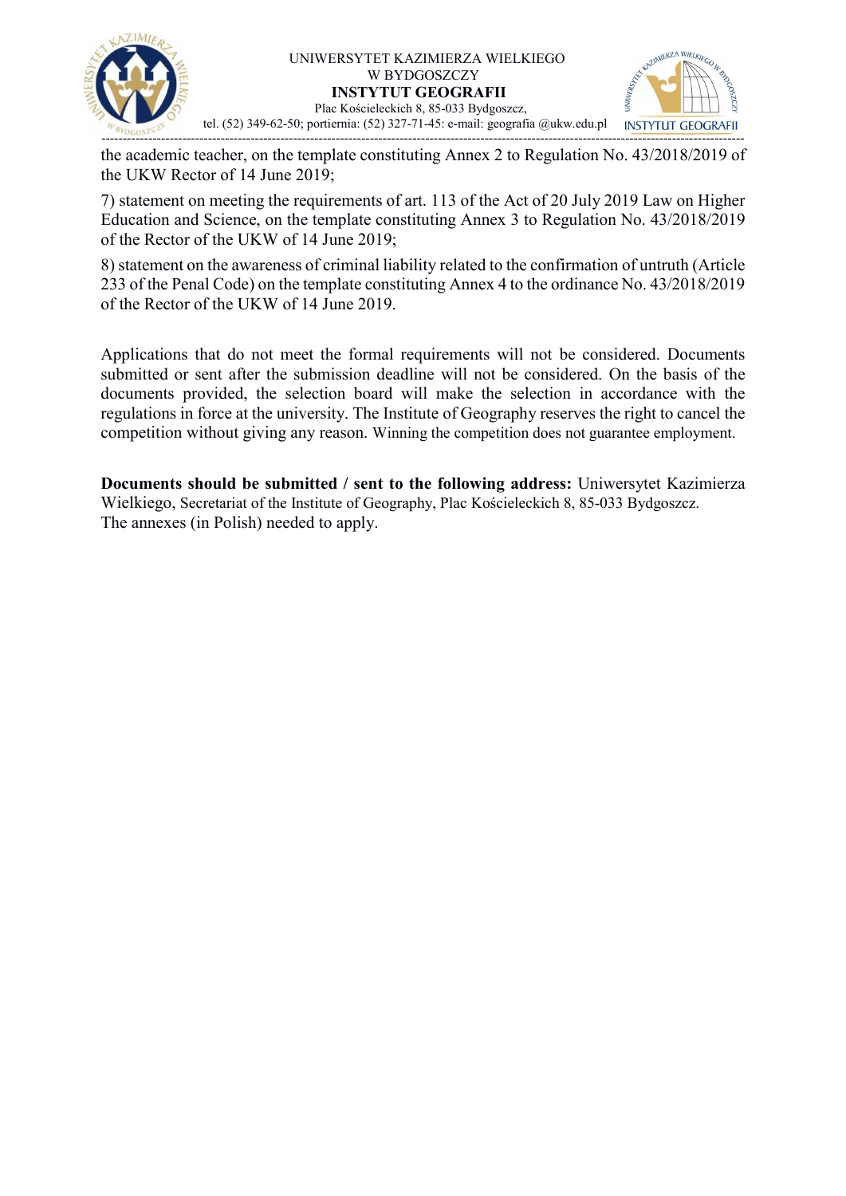the academic teacher, on the template constituting Annex 2 to Regulation No. 43/2018/2019 of the UKW Rector of 14 June 2019;

7) statement on meeting the requirements of art. 113 of the Act of 20 July 2019 Law on Higher Education and Science, on the template constituting Annex 3 to Regulation No. 43/2018/2019 of the Rector of the UKW of 14 June 2019;

8) statement on the awareness of criminal liability related to the confirmation of untruth (Article 233 of the Penal Code) on the template constituting Annex 4 to the ordinance No. 43/2018/2019 of the Rector of the UKW of 14 June 2019.

Applications that do not meet the formal requirements will not be considered. Documents submitted or sent after the submission deadline will not be considered. On the basis of the documents provided, the selection board will make the selection in accordance with the regulations in force at the university. The Institute of Geography reserves the right to cancel the competition without giving any reason. Winning the competition does not guarantee employment.

**Documents should be submitted / sent to the following address:** Uniwersytet Kazimierza Wielkiego, Secretariat of the Institute of Geography, Plac Kościeleckich 8, 85-033 Bydgoszcz.
The annexes (in Polish) needed to apply.